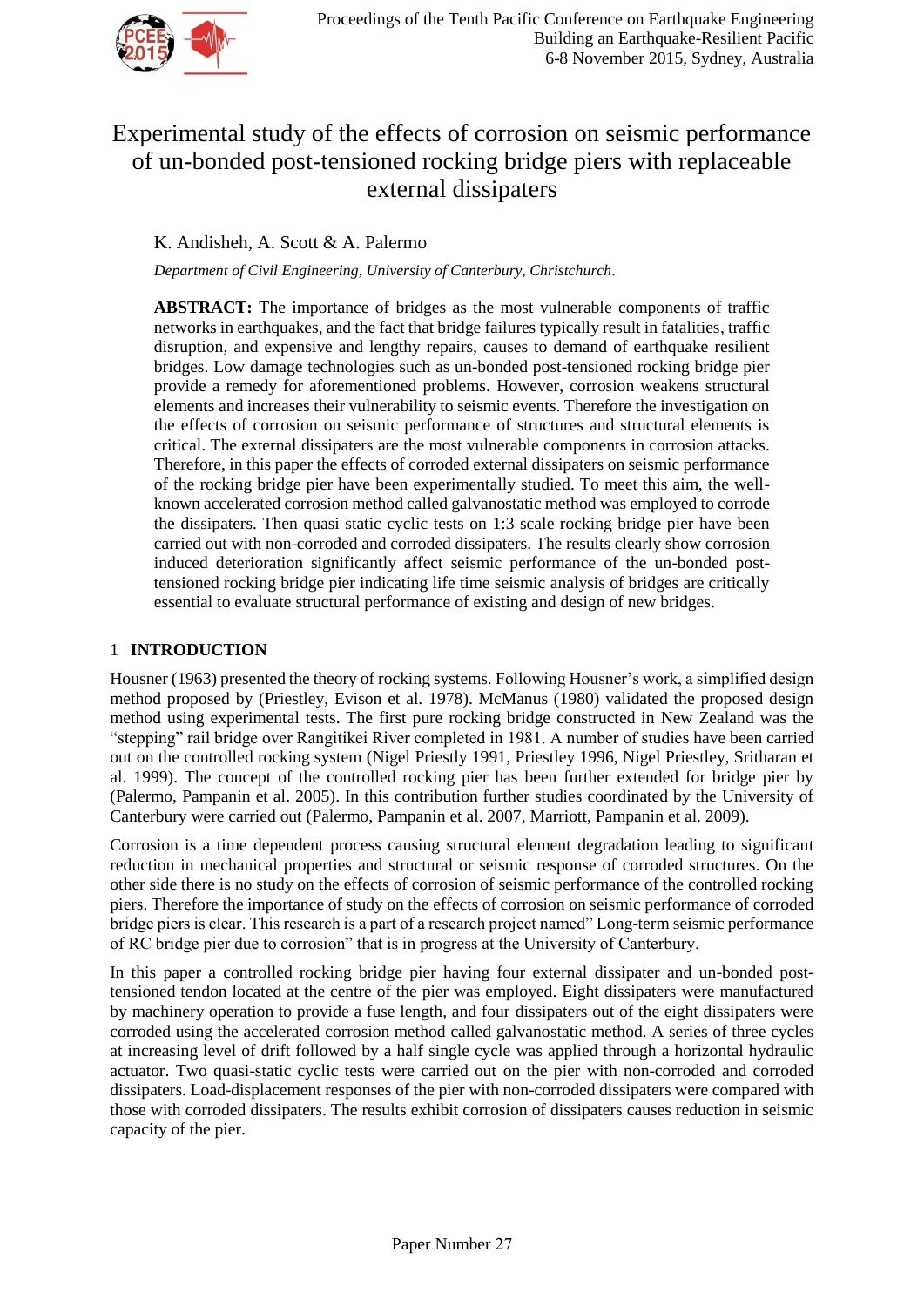# Experimental study of the effects of corrosion on seismic performance of un-bonded post-tensioned rocking bridge piers with replaceable external dissipaters

K. Andisheh, A. Scott & A. Palermo

*Department of Civil Engineering, University of Canterbury, Christchurch.*

**ABSTRACT:** The importance of bridges as the most vulnerable components of traffic networks in earthquakes, and the fact that bridge failures typically result in fatalities, traffic disruption, and expensive and lengthy repairs, causes to demand of earthquake resilient bridges. Low damage technologies such as un-bonded post-tensioned rocking bridge pier provide a remedy for aforementioned problems. However, corrosion weakens structural elements and increases their vulnerability to seismic events. Therefore the investigation on the effects of corrosion on seismic performance of structures and structural elements is critical. The external dissipaters are the most vulnerable components in corrosion attacks. Therefore, in this paper the effects of corroded external dissipaters on seismic performance of the rocking bridge pier have been experimentally studied. To meet this aim, the well-known accelerated corrosion method called galvanostatic method was employed to corrode the dissipaters. Then quasi static cyclic tests on 1:3 scale rocking bridge pier have been carried out with non-corroded and corroded dissipaters. The results clearly show corrosion induced deterioration significantly affect seismic performance of the un-bonded post-tensioned rocking bridge pier indicating life time seismic analysis of bridges are critically essential to evaluate structural performance of existing and design of new bridges.

## 1 INTRODUCTION

Housner (1963) presented the theory of rocking systems. Following Housner's work, a simplified design method proposed by (Priestley, Evison et al. 1978). McManus (1980) validated the proposed design method using experimental tests. The first pure rocking bridge constructed in New Zealand was the "stepping" rail bridge over Rangitikei River completed in 1981. A number of studies have been carried out on the controlled rocking system (Nigel Priestly 1991, Priestley 1996, Nigel Priestley, Sritharan et al. 1999). The concept of the controlled rocking pier has been further extended for bridge pier by (Palermo, Pampanin et al. 2005). In this contribution further studies coordinated by the University of Canterbury were carried out (Palermo, Pampanin et al. 2007, Marriott, Pampanin et al. 2009).

Corrosion is a time dependent process causing structural element degradation leading to significant reduction in mechanical properties and structural or seismic response of corroded structures. On the other side there is no study on the effects of corrosion of seismic performance of the controlled rocking piers. Therefore the importance of study on the effects of corrosion on seismic performance of corroded bridge piers is clear. This research is a part of a research project named" Long-term seismic performance of RC bridge pier due to corrosion" that is in progress at the University of Canterbury.

In this paper a controlled rocking bridge pier having four external dissipater and un-bonded post-tensioned tendon located at the centre of the pier was employed. Eight dissipaters were manufactured by machinery operation to provide a fuse length, and four dissipaters out of the eight dissipaters were corroded using the accelerated corrosion method called galvanostatic method. A series of three cycles at increasing level of drift followed by a half single cycle was applied through a horizontal hydraulic actuator. Two quasi-static cyclic tests were carried out on the pier with non-corroded and corroded dissipaters. Load-displacement responses of the pier with non-corroded dissipaters were compared with those with corroded dissipaters. The results exhibit corrosion of dissipaters causes reduction in seismic capacity of the pier.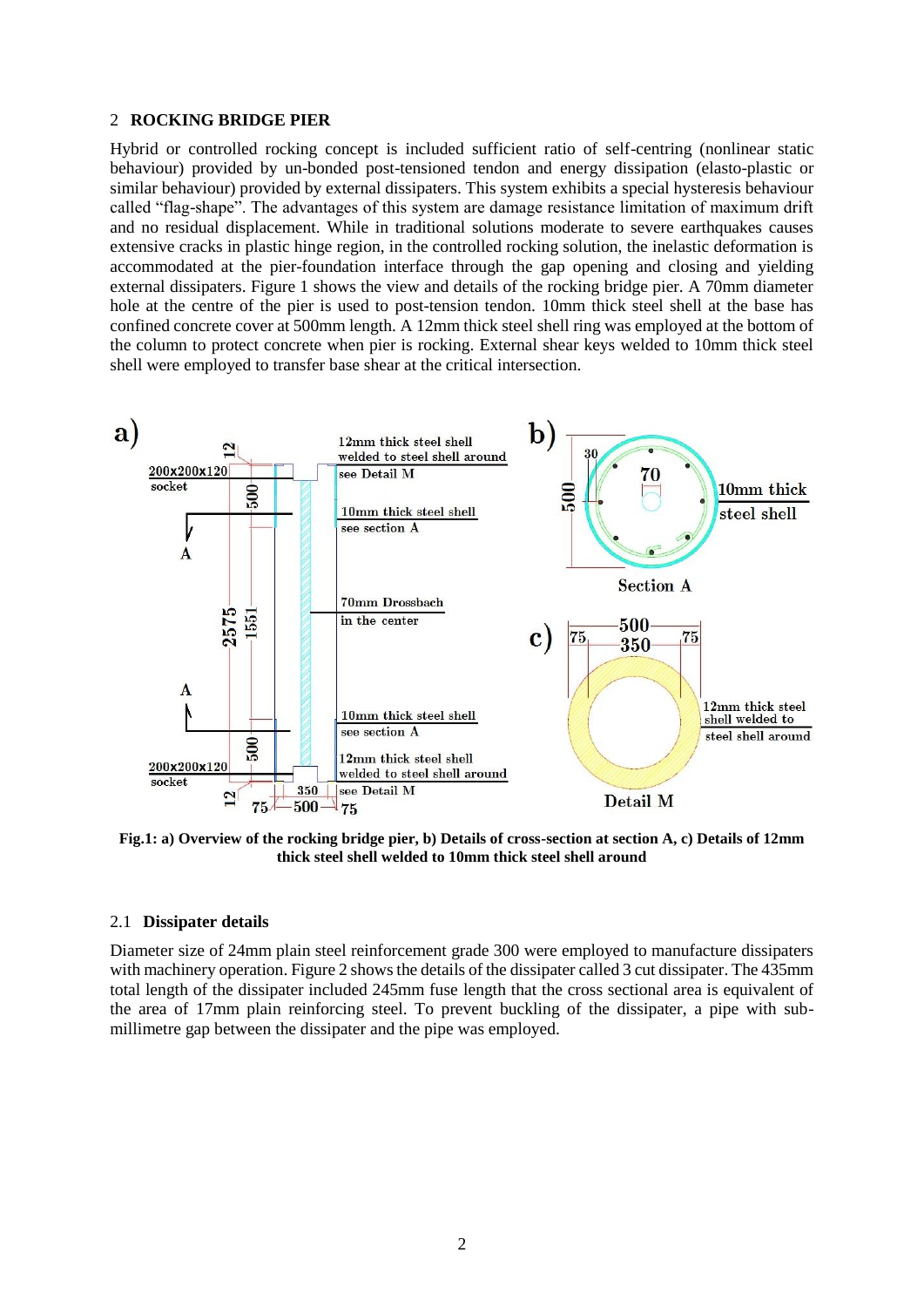## 2 ROCKING BRIDGE PIER

Hybrid or controlled rocking concept is included sufficient ratio of self-centring (nonlinear static behaviour) provided by un-bonded post-tensioned tendon and energy dissipation (elasto-plastic or similar behaviour) provided by external dissipaters. This system exhibits a special hysteresis behaviour called "flag-shape". The advantages of this system are damage resistance limitation of maximum drift and no residual displacement. While in traditional solutions moderate to severe earthquakes causes extensive cracks in plastic hinge region, in the controlled rocking solution, the inelastic deformation is accommodated at the pier-foundation interface through the gap opening and closing and yielding external dissipaters. Figure 1 shows the view and details of the rocking bridge pier. A 70mm diameter hole at the centre of the pier is used to post-tension tendon. 10mm thick steel shell at the base has confined concrete cover at 500mm length. A 12mm thick steel shell ring was employed at the bottom of the column to protect concrete when pier is rocking. External shear keys welded to 10mm thick steel shell were employed to transfer base shear at the critical intersection.

**Fig.1: a) Overview of the rocking bridge pier, b) Details of cross-section at section A, c) Details of 12mm thick steel shell welded to 10mm thick steel shell around**

### 2.1 Dissipater details

Diameter size of 24mm plain steel reinforcement grade 300 were employed to manufacture dissipaters with machinery operation. Figure 2 shows the details of the dissipater called 3 cut dissipater. The 435mm total length of the dissipater included 245mm fuse length that the cross sectional area is equivalent of the area of 17mm plain reinforcing steel. To prevent buckling of the dissipater, a pipe with sub-millimetre gap between the dissipater and the pipe was employed.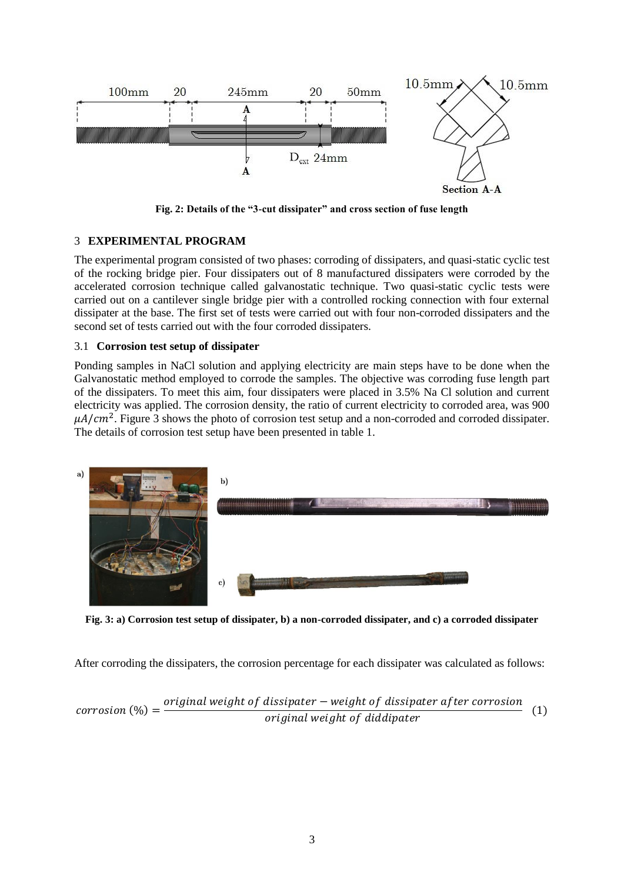Fig. 2: Details of the "3-cut dissipater" and cross section of fuse length

## 3 EXPERIMENTAL PROGRAM

The experimental program consisted of two phases: corroding of dissipaters, and quasi-static cyclic test of the rocking bridge pier. Four dissipaters out of 8 manufactured dissipaters were corroded by the accelerated corrosion technique called galvanostatic technique. Two quasi-static cyclic tests were carried out on a cantilever single bridge pier with a controlled rocking connection with four external dissipater at the base. The first set of tests were carried out with four non-corroded dissipaters and the second set of tests carried out with the four corroded dissipaters.

### 3.1 Corrosion test setup of dissipater

Ponding samples in NaCl solution and applying electricity are main steps have to be done when the Galvanostatic method employed to corrode the samples. The objective was corroding fuse length part of the dissipaters. To meet this aim, four dissipaters were placed in 3.5% Na Cl solution and current electricity was applied. The corrosion density, the ratio of current electricity to corroded area, was 900 $\mu A/cm^2$. Figure 3 shows the photo of corrosion test setup and a non-corroded and corroded dissipater. The details of corrosion test setup have been presented in table 1.

Fig. 3: a) Corrosion test setup of dissipater, b) a non-corroded dissipater, and c) a corroded dissipater

After corroding the dissipaters, the corrosion percentage for each dissipater was calculated as follows:

$$corrosion\ (\%) = \frac{original\ weight\ of\ dissipater - weight\ of\ dissipater\ after\ corrosion}{original\ weight\ of\ diddipater} \quad (1)$$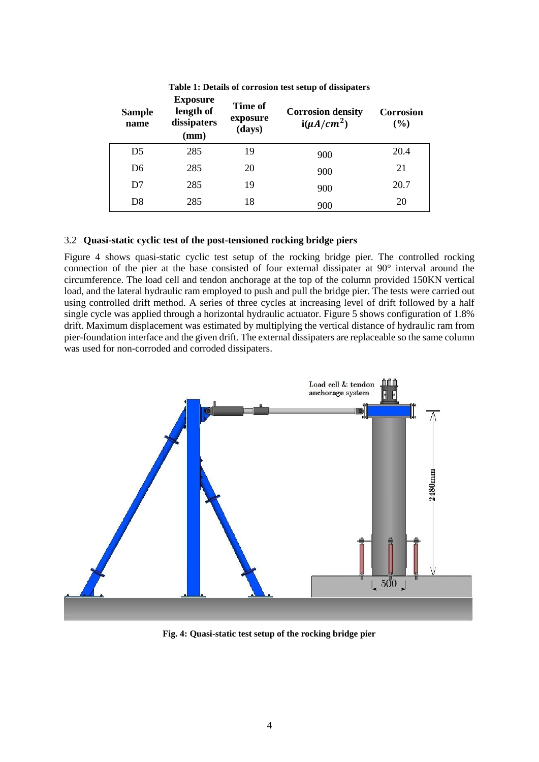**Table 1: Details of corrosion test setup of dissipaters**

| Sample name | Exposure length of dissipaters (mm) | Time of exposure (days) | Corrosion density $i(\mu A/cm^2)$ | Corrosion (%) |
|---|---|---|---|---|
| D5 | 285 | 19 | 900 | 20.4 |
| D6 | 285 | 20 | 900 | 21 |
| D7 | 285 | 19 | 900 | 20.7 |
| D8 | 285 | 18 | 900 | 20 |

### 3.2 Quasi-static cyclic test of the post-tensioned rocking bridge piers

Figure 4 shows quasi-static cyclic test setup of the rocking bridge pier. The controlled rocking connection of the pier at the base consisted of four external dissipater at 90° interval around the circumference. The load cell and tendon anchorage at the top of the column provided 150KN vertical load, and the lateral hydraulic ram employed to push and pull the bridge pier. The tests were carried out using controlled drift method. A series of three cycles at increasing level of drift followed by a half single cycle was applied through a horizontal hydraulic actuator. Figure 5 shows configuration of 1.8% drift. Maximum displacement was estimated by multiplying the vertical distance of hydraulic ram from pier-foundation interface and the given drift. The external dissipaters are replaceable so the same column was used for non-corroded and corroded dissipaters.

**Fig. 4: Quasi-static test setup of the rocking bridge pier**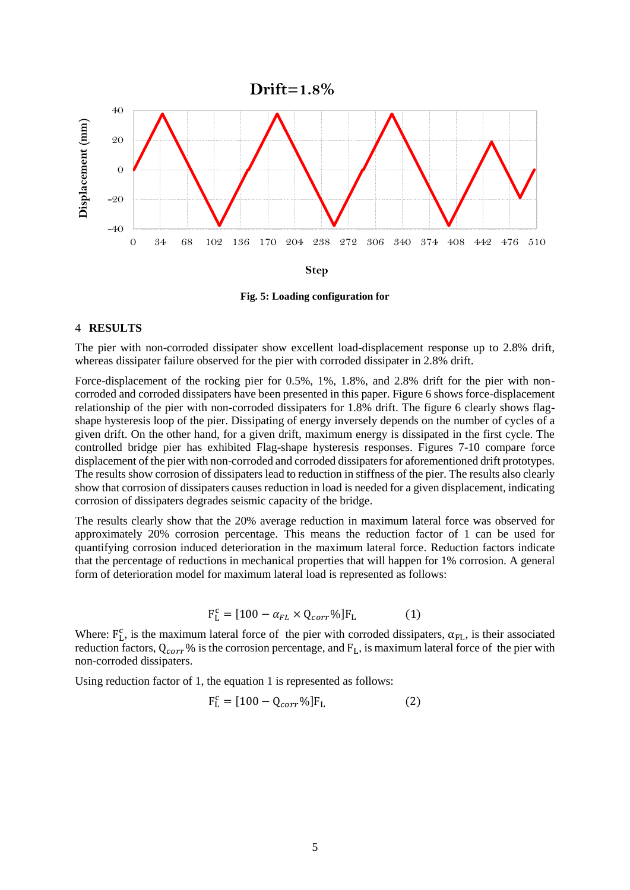Fig. 5: Loading configuration for

## 4 RESULTS

The pier with non-corroded dissipater show excellent load-displacement response up to 2.8% drift, whereas dissipater failure observed for the pier with corroded dissipater in 2.8% drift.

Force-displacement of the rocking pier for 0.5%, 1%, 1.8%, and 2.8% drift for the pier with non-corroded and corroded dissipaters have been presented in this paper. Figure 6 shows force-displacement relationship of the pier with non-corroded dissipaters for 1.8% drift. The figure 6 clearly shows flag-shape hysteresis loop of the pier. Dissipating of energy inversely depends on the number of cycles of a given drift. On the other hand, for a given drift, maximum energy is dissipated in the first cycle. The controlled bridge pier has exhibited Flag-shape hysteresis responses. Figures 7-10 compare force displacement of the pier with non-corroded and corroded dissipaters for aforementioned drift prototypes. The results show corrosion of dissipaters lead to reduction in stiffness of the pier. The results also clearly show that corrosion of dissipaters causes reduction in load is needed for a given displacement, indicating corrosion of dissipaters degrades seismic capacity of the bridge.

The results clearly show that the 20% average reduction in maximum lateral force was observed for approximately 20% corrosion percentage. This means the reduction factor of 1 can be used for quantifying corrosion induced deterioration in the maximum lateral force. Reduction factors indicate that the percentage of reductions in mechanical properties that will happen for 1% corrosion. A general form of deterioration model for maximum lateral load is represented as follows:

$$F_L^c = [100 - \alpha_{FL} \times Q_{corr}\%]F_L \qquad (1)$$

Where: $F_L^c$, is the maximum lateral force of the pier with corroded dissipaters, $\alpha_{FL}$, is their associated reduction factors, $Q_{corr}\%$ is the corrosion percentage, and $F_L$, is maximum lateral force of the pier with non-corroded dissipaters.

Using reduction factor of 1, the equation 1 is represented as follows:

$$F_L^c = [100 - Q_{corr}\%]F_L \qquad (2)$$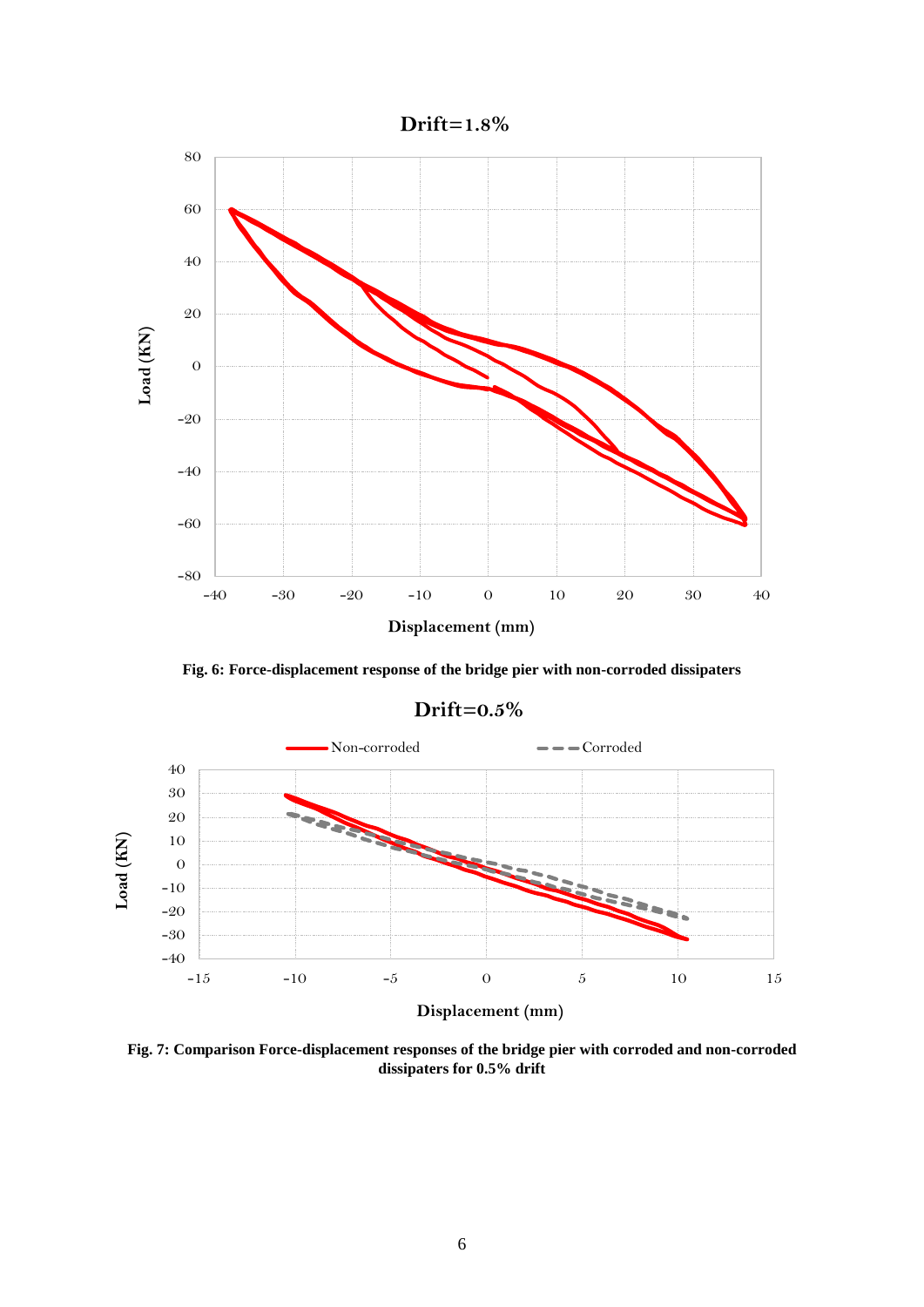**Fig. 6: Force-displacement response of the bridge pier with non-corroded dissipaters**

**Fig. 7: Comparison Force-displacement responses of the bridge pier with corroded and non-corroded dissipaters for 0.5% drift**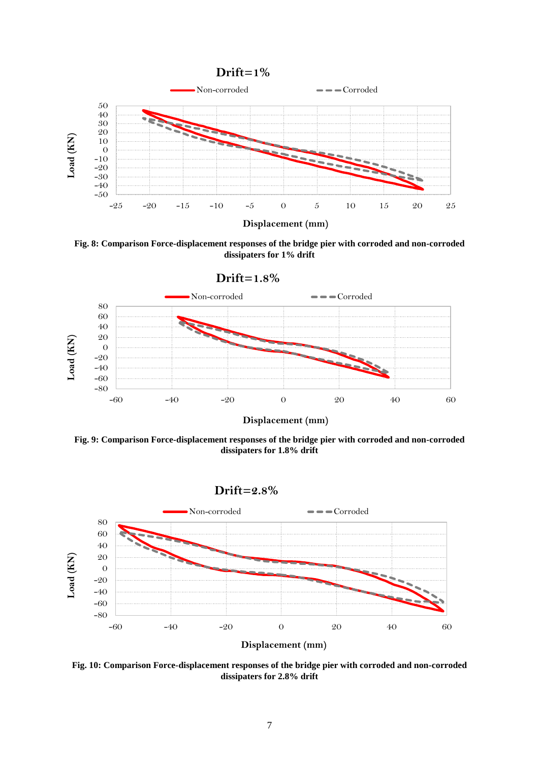Fig. 8: Comparison Force-displacement responses of the bridge pier with corroded and non-corroded dissipaters for 1% drift

Fig. 9: Comparison Force-displacement responses of the bridge pier with corroded and non-corroded dissipaters for 1.8% drift

Fig. 10: Comparison Force-displacement responses of the bridge pier with corroded and non-corroded dissipaters for 2.8% drift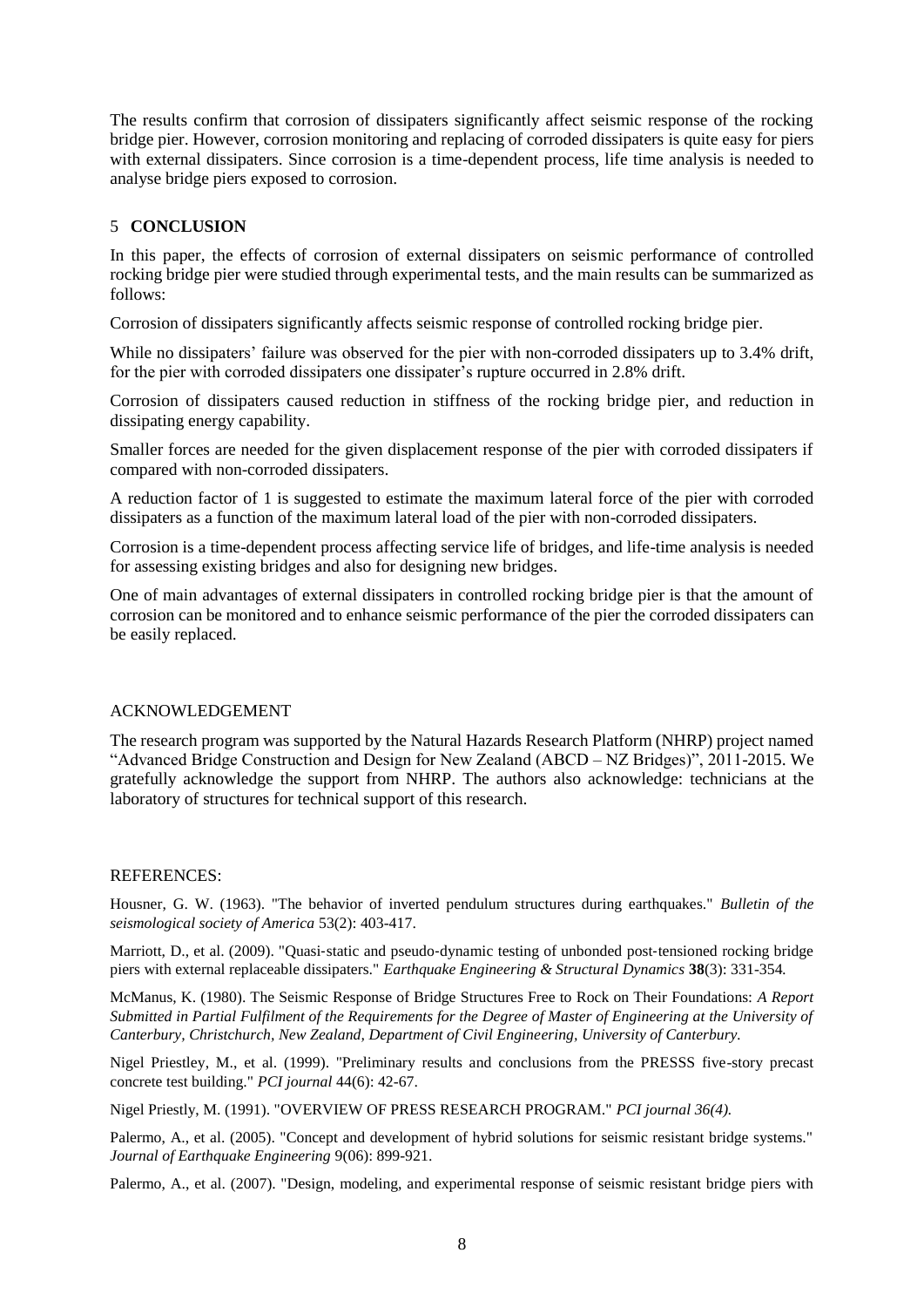The results confirm that corrosion of dissipaters significantly affect seismic response of the rocking bridge pier. However, corrosion monitoring and replacing of corroded dissipaters is quite easy for piers with external dissipaters. Since corrosion is a time-dependent process, life time analysis is needed to analyse bridge piers exposed to corrosion.

## 5 CONCLUSION

In this paper, the effects of corrosion of external dissipaters on seismic performance of controlled rocking bridge pier were studied through experimental tests, and the main results can be summarized as follows:

Corrosion of dissipaters significantly affects seismic response of controlled rocking bridge pier.

While no dissipaters' failure was observed for the pier with non-corroded dissipaters up to 3.4% drift, for the pier with corroded dissipaters one dissipater's rupture occurred in 2.8% drift.

Corrosion of dissipaters caused reduction in stiffness of the rocking bridge pier, and reduction in dissipating energy capability.

Smaller forces are needed for the given displacement response of the pier with corroded dissipaters if compared with non-corroded dissipaters.

A reduction factor of 1 is suggested to estimate the maximum lateral force of the pier with corroded dissipaters as a function of the maximum lateral load of the pier with non-corroded dissipaters.

Corrosion is a time-dependent process affecting service life of bridges, and life-time analysis is needed for assessing existing bridges and also for designing new bridges.

One of main advantages of external dissipaters in controlled rocking bridge pier is that the amount of corrosion can be monitored and to enhance seismic performance of the pier the corroded dissipaters can be easily replaced.

## ACKNOWLEDGEMENT

The research program was supported by the Natural Hazards Research Platform (NHRP) project named "Advanced Bridge Construction and Design for New Zealand (ABCD – NZ Bridges)", 2011-2015. We gratefully acknowledge the support from NHRP. The authors also acknowledge: technicians at the laboratory of structures for technical support of this research.

## REFERENCES:

Housner, G. W. (1963). "The behavior of inverted pendulum structures during earthquakes." *Bulletin of the seismological society of America* 53(2): 403-417.

Marriott, D., et al. (2009). "Quasi-static and pseudo-dynamic testing of unbonded post-tensioned rocking bridge piers with external replaceable dissipaters." *Earthquake Engineering & Structural Dynamics* **38**(3): 331-354.

McManus, K. (1980). The Seismic Response of Bridge Structures Free to Rock on Their Foundations: *A Report Submitted in Partial Fulfilment of the Requirements for the Degree of Master of Engineering at the University of Canterbury, Christchurch, New Zealand, Department of Civil Engineering, University of Canterbury.*

Nigel Priestley, M., et al. (1999). "Preliminary results and conclusions from the PRESSS five-story precast concrete test building." *PCI journal* 44(6): 42-67.

Nigel Priestly, M. (1991). "OVERVIEW OF PRESS RESEARCH PROGRAM." *PCI journal 36(4).*

Palermo, A., et al. (2005). "Concept and development of hybrid solutions for seismic resistant bridge systems." *Journal of Earthquake Engineering* 9(06): 899-921.

Palermo, A., et al. (2007). "Design, modeling, and experimental response of seismic resistant bridge piers with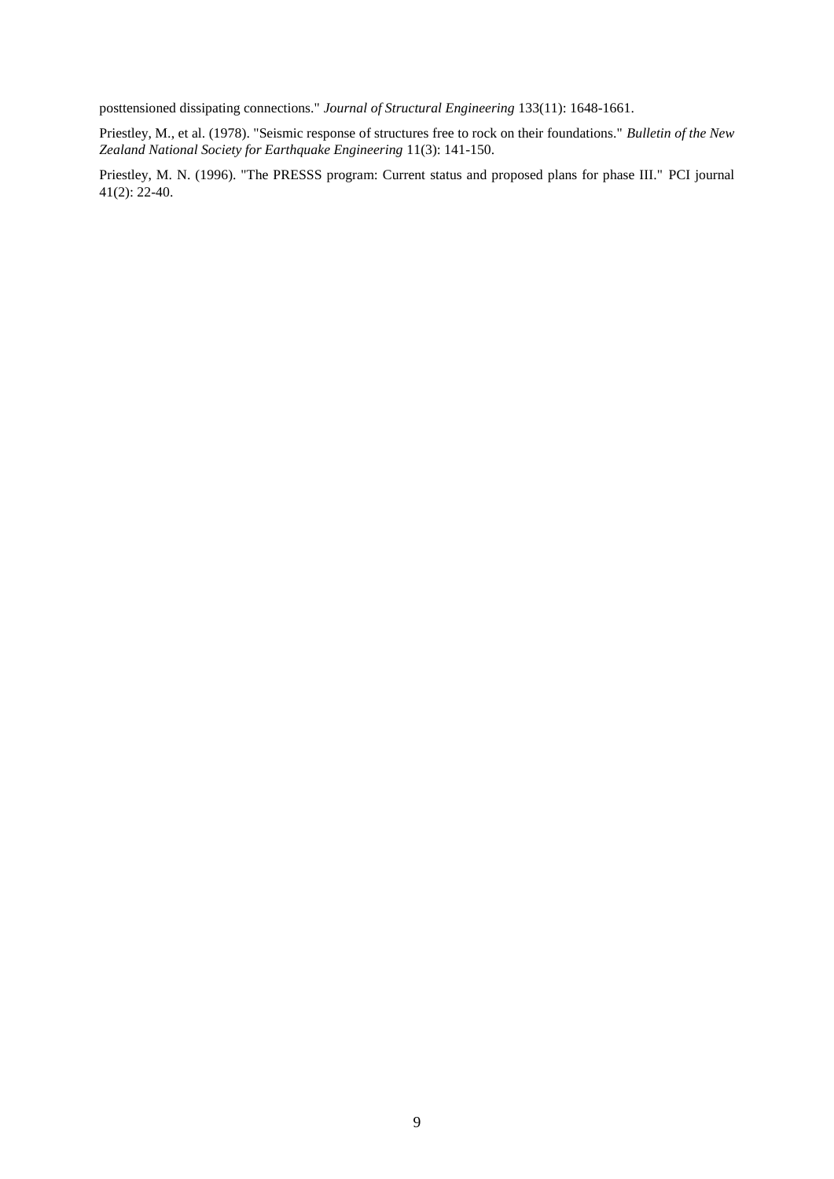posttensioned dissipating connections." *Journal of Structural Engineering* 133(11): 1648-1661.

Priestley, M., et al. (1978). "Seismic response of structures free to rock on their foundations." *Bulletin of the New Zealand National Society for Earthquake Engineering* 11(3): 141-150.

Priestley, M. N. (1996). "The PRESSS program: Current status and proposed plans for phase III." PCI journal 41(2): 22-40.